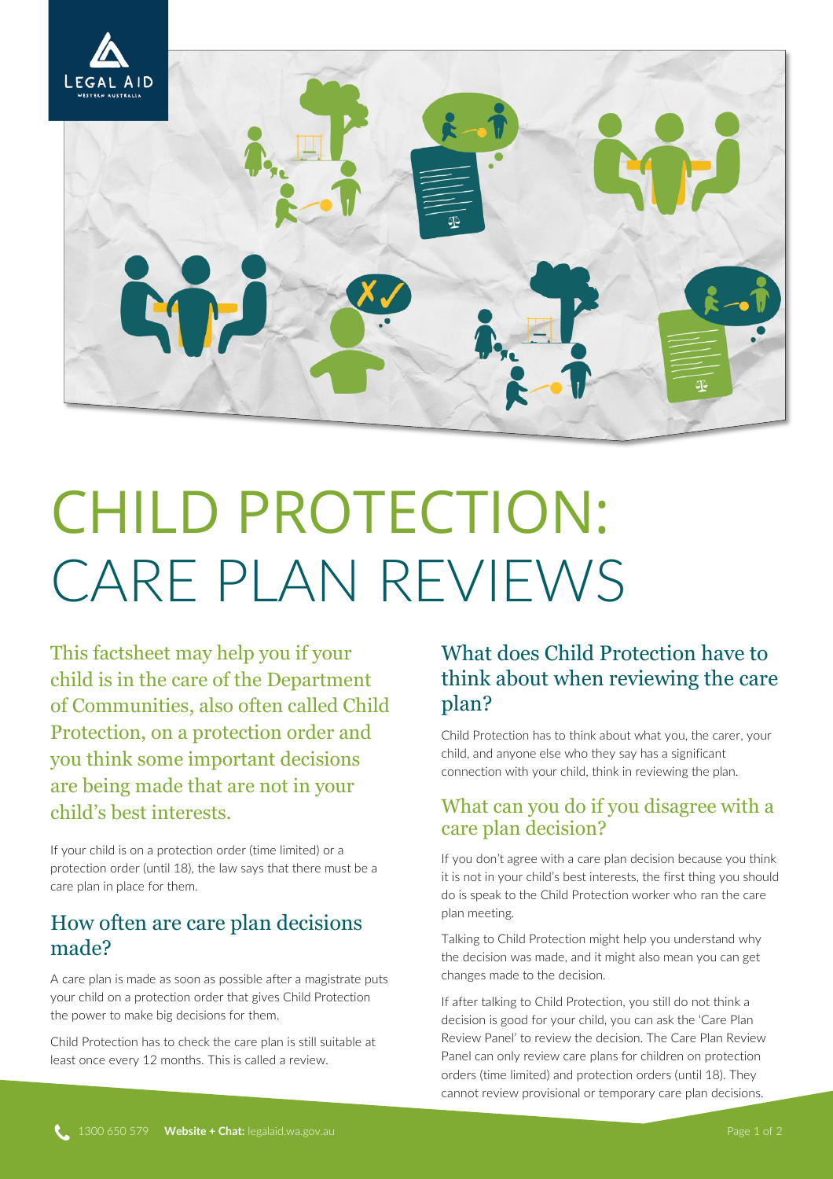# CHILD PROTECTION: CARE PLAN REVIEWS

This factsheet may help you if your child is in the care of the Department of Communities, also often called Child Protection, on a protection order and you think some important decisions are being made that are not in your child's best interests.

If your child is on a protection order (time limited) or a protection order (until 18), the law says that there must be a care plan in place for them.

## How often are care plan decisions made?

A care plan is made as soon as possible after a magistrate puts your child on a protection order that gives Child Protection the power to make big decisions for them.

Child Protection has to check the care plan is still suitable at least once every 12 months. This is called a review.

## What does Child Protection have to think about when reviewing the care plan?

Child Protection has to think about what you, the carer, your child, and anyone else who they say has a significant connection with your child, think in reviewing the plan.

## What can you do if you disagree with a care plan decision?

If you don't agree with a care plan decision because you think it is not in your child's best interests, the first thing you should do is speak to the Child Protection worker who ran the care plan meeting.

Talking to Child Protection might help you understand why the decision was made, and it might also mean you can get changes made to the decision.

If after talking to Child Protection, you still do not think a decision is good for your child, you can ask the 'Care Plan Review Panel' to review the decision. The Care Plan Review Panel can only review care plans for children on protection orders (time limited) and protection orders (until 18). They cannot review provisional or temporary care plan decisions.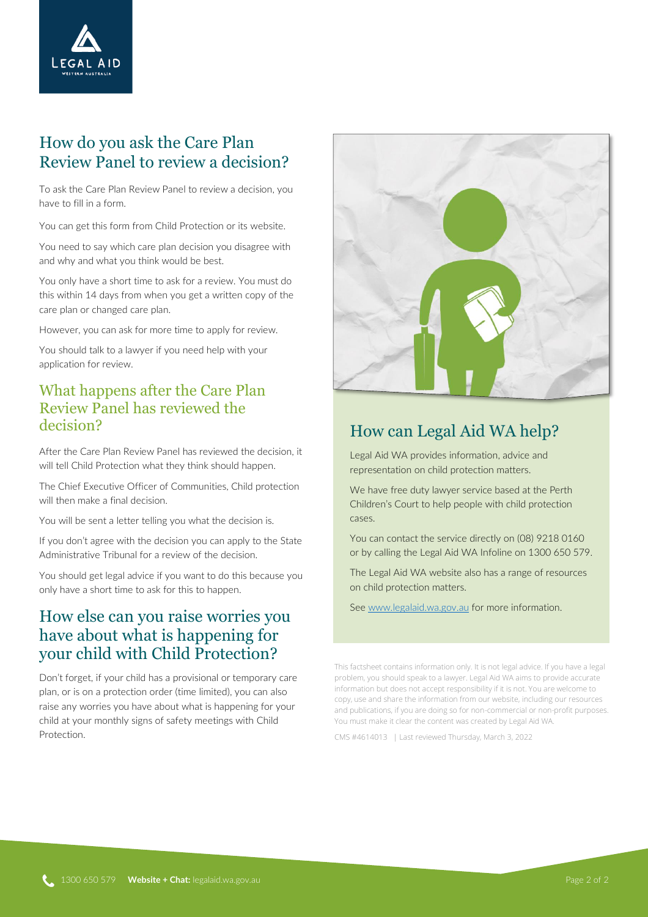## How do you ask the Care Plan Review Panel to review a decision?

To ask the Care Plan Review Panel to review a decision, you have to fill in a form.

You can get this form from Child Protection or its website.

You need to say which care plan decision you disagree with and why and what you think would be best.

You only have a short time to ask for a review. You must do this within 14 days from when you get a written copy of the care plan or changed care plan.

However, you can ask for more time to apply for review.

You should talk to a lawyer if you need help with your application for review.

### What happens after the Care Plan Review Panel has reviewed the decision?

After the Care Plan Review Panel has reviewed the decision, it will tell Child Protection what they think should happen.

The Chief Executive Officer of Communities, Child protection will then make a final decision.

You will be sent a letter telling you what the decision is.

If you don't agree with the decision you can apply to the State Administrative Tribunal for a review of the decision.

You should get legal advice if you want to do this because you only have a short time to ask for this to happen.

## How else can you raise worries you have about what is happening for your child with Child Protection?

Don't forget, if your child has a provisional or temporary care plan, or is on a protection order (time limited), you can also raise any worries you have about what is happening for your child at your monthly signs of safety meetings with Child Protection.

## How can Legal Aid WA help?

Legal Aid WA provides information, advice and representation on child protection matters.

We have free duty lawyer service based at the Perth Children's Court to help people with child protection cases.

You can contact the service directly on (08) 9218 0160 or by calling the Legal Aid WA Infoline on 1300 650 579.

The Legal Aid WA website also has a range of resources on child protection matters.

See www.legalaid.wa.gov.au for more information.

This factsheet contains information only. It is not legal advice. If you have a legal problem, you should speak to a lawyer. Legal Aid WA aims to provide accurate information but does not accept responsibility if it is not. You are welcome to copy, use and share the information from our website, including our resources and publications, if you are doing so for non-commercial or non-profit purposes. You must make it clear the content was created by Legal Aid WA.

CMS #4614013 | Last reviewed Thursday, March 3, 2022